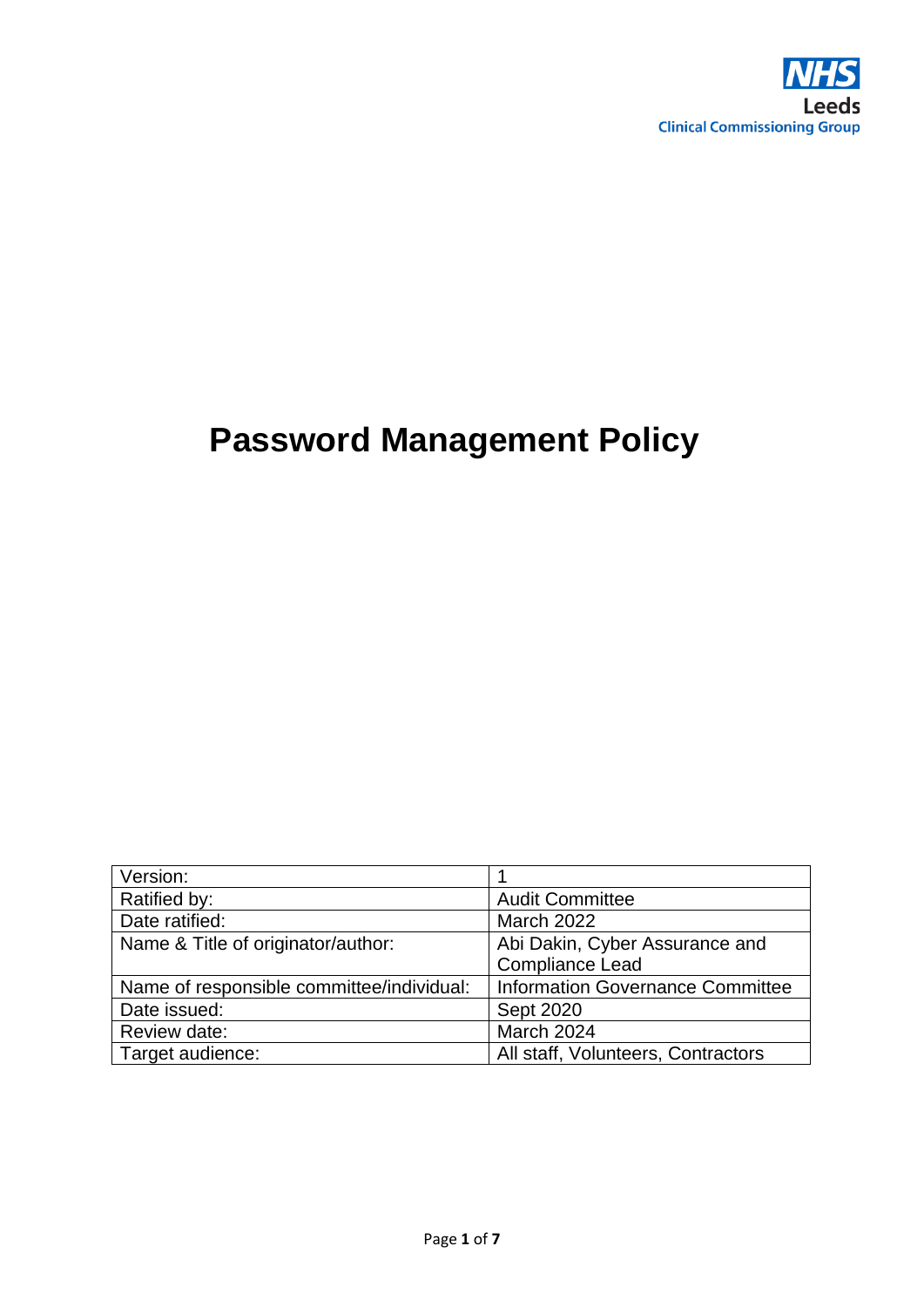NHS
Leeds
Clinical Commissioning Group

# Password Management Policy

| Version: | 1 |
|---|---|
| Ratified by: | Audit Committee |
| Date ratified: | March 2022 |
| Name & Title of originator/author: | Abi Dakin, Cyber Assurance and Compliance Lead |
| Name of responsible committee/individual: | Information Governance Committee |
| Date issued: | Sept 2020 |
| Review date: | March 2024 |
| Target audience: | All staff, Volunteers, Contractors |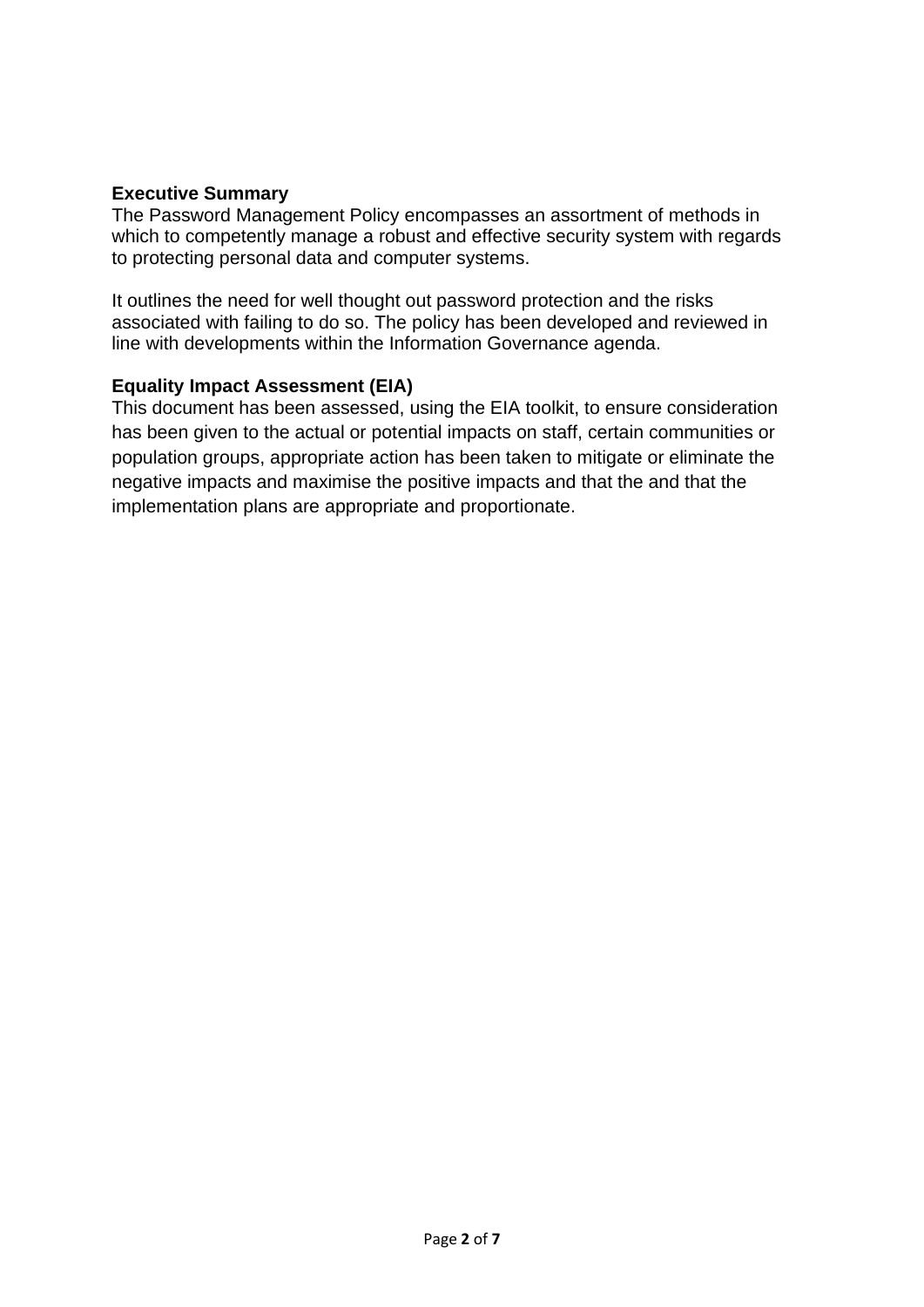**Executive Summary**

The Password Management Policy encompasses an assortment of methods in which to competently manage a robust and effective security system with regards to protecting personal data and computer systems.

It outlines the need for well thought out password protection and the risks associated with failing to do so. The policy has been developed and reviewed in line with developments within the Information Governance agenda.

**Equality Impact Assessment (EIA)**

This document has been assessed, using the EIA toolkit, to ensure consideration has been given to the actual or potential impacts on staff, certain communities or population groups, appropriate action has been taken to mitigate or eliminate the negative impacts and maximise the positive impacts and that the and that the implementation plans are appropriate and proportionate.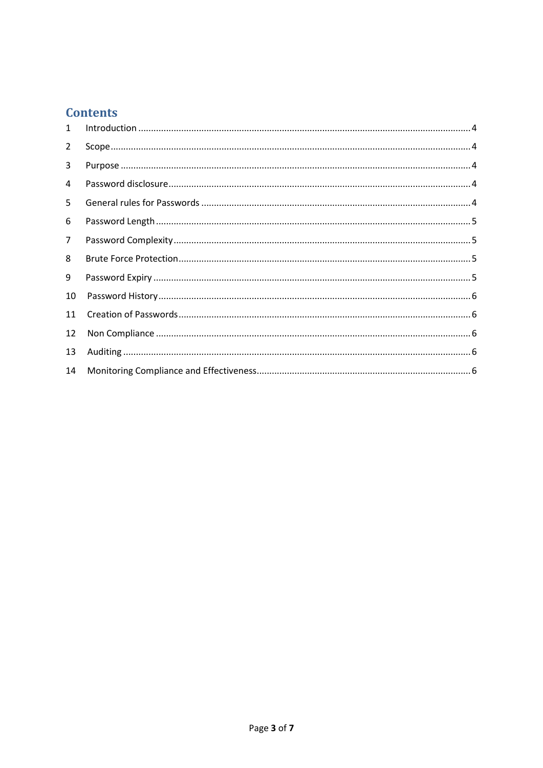## Contents

1 Introduction ... 4
2 Scope ... 4
3 Purpose ... 4
4 Password disclosure ... 4
5 General rules for Passwords ... 4
6 Password Length ... 5
7 Password Complexity ... 5
8 Brute Force Protection ... 5
9 Password Expiry ... 5
10 Password History ... 6
11 Creation of Passwords ... 6
12 Non Compliance ... 6
13 Auditing ... 6
14 Monitoring Compliance and Effectiveness ... 6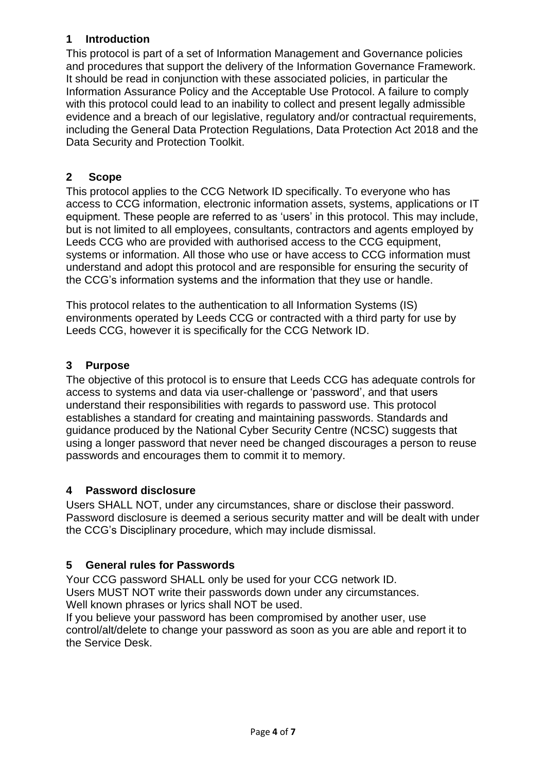## 1 Introduction

This protocol is part of a set of Information Management and Governance policies and procedures that support the delivery of the Information Governance Framework. It should be read in conjunction with these associated policies, in particular the Information Assurance Policy and the Acceptable Use Protocol. A failure to comply with this protocol could lead to an inability to collect and present legally admissible evidence and a breach of our legislative, regulatory and/or contractual requirements, including the General Data Protection Regulations, Data Protection Act 2018 and the Data Security and Protection Toolkit.

## 2 Scope

This protocol applies to the CCG Network ID specifically. To everyone who has access to CCG information, electronic information assets, systems, applications or IT equipment. These people are referred to as 'users' in this protocol. This may include, but is not limited to all employees, consultants, contractors and agents employed by Leeds CCG who are provided with authorised access to the CCG equipment, systems or information. All those who use or have access to CCG information must understand and adopt this protocol and are responsible for ensuring the security of the CCG's information systems and the information that they use or handle.

This protocol relates to the authentication to all Information Systems (IS) environments operated by Leeds CCG or contracted with a third party for use by Leeds CCG, however it is specifically for the CCG Network ID.

## 3 Purpose

The objective of this protocol is to ensure that Leeds CCG has adequate controls for access to systems and data via user-challenge or 'password', and that users understand their responsibilities with regards to password use. This protocol establishes a standard for creating and maintaining passwords. Standards and guidance produced by the National Cyber Security Centre (NCSC) suggests that using a longer password that never need be changed discourages a person to reuse passwords and encourages them to commit it to memory.

## 4 Password disclosure

Users SHALL NOT, under any circumstances, share or disclose their password. Password disclosure is deemed a serious security matter and will be dealt with under the CCG's Disciplinary procedure, which may include dismissal.

## 5 General rules for Passwords

Your CCG password SHALL only be used for your CCG network ID.
Users MUST NOT write their passwords down under any circumstances.
Well known phrases or lyrics shall NOT be used.
If you believe your password has been compromised by another user, use control/alt/delete to change your password as soon as you are able and report it to the Service Desk.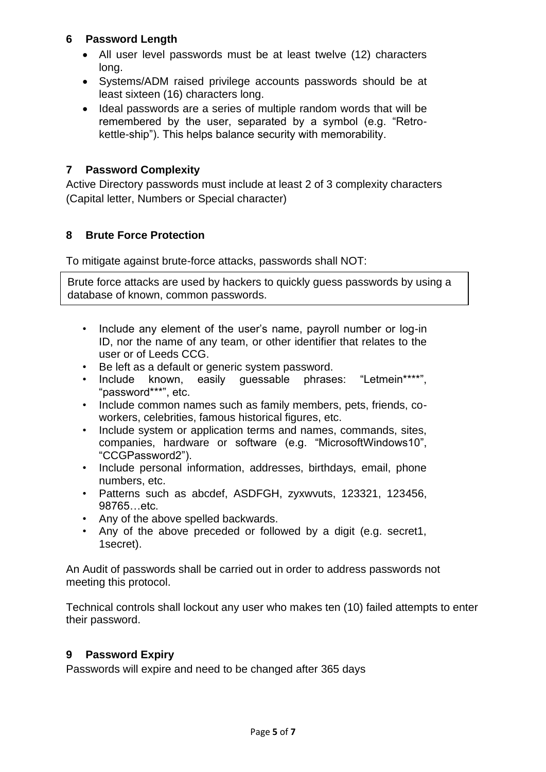## 6 Password Length

- All user level passwords must be at least twelve (12) characters long.
- Systems/ADM raised privilege accounts passwords should be at least sixteen (16) characters long.
- Ideal passwords are a series of multiple random words that will be remembered by the user, separated by a symbol (e.g. "Retro-kettle-ship"). This helps balance security with memorability.

## 7 Password Complexity

Active Directory passwords must include at least 2 of 3 complexity characters (Capital letter, Numbers or Special character)

## 8 Brute Force Protection

To mitigate against brute-force attacks, passwords shall NOT:

> Brute force attacks are used by hackers to quickly guess passwords by using a database of known, common passwords.

- Include any element of the user's name, payroll number or log-in ID, nor the name of any team, or other identifier that relates to the user or of Leeds CCG.
- Be left as a default or generic system password.
- Include known, easily guessable phrases: "Letmein****", "password***", etc.
- Include common names such as family members, pets, friends, co-workers, celebrities, famous historical figures, etc.
- Include system or application terms and names, commands, sites, companies, hardware or software (e.g. "MicrosoftWindows10", "CCGPassword2").
- Include personal information, addresses, birthdays, email, phone numbers, etc.
- Patterns such as abcdef, ASDFGH, zyxwvuts, 123321, 123456, 98765…etc.
- Any of the above spelled backwards.
- Any of the above preceded or followed by a digit (e.g. secret1, 1secret).

An Audit of passwords shall be carried out in order to address passwords not meeting this protocol.

Technical controls shall lockout any user who makes ten (10) failed attempts to enter their password.

## 9 Password Expiry

Passwords will expire and need to be changed after 365 days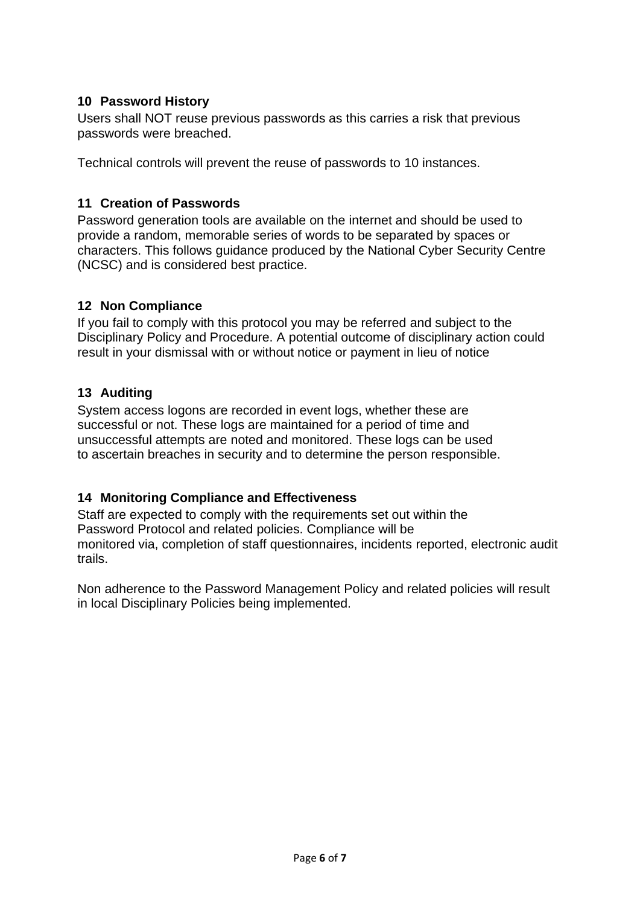## 10 Password History

Users shall NOT reuse previous passwords as this carries a risk that previous passwords were breached.

Technical controls will prevent the reuse of passwords to 10 instances.

## 11 Creation of Passwords

Password generation tools are available on the internet and should be used to provide a random, memorable series of words to be separated by spaces or characters. This follows guidance produced by the National Cyber Security Centre (NCSC) and is considered best practice.

## 12 Non Compliance

If you fail to comply with this protocol you may be referred and subject to the Disciplinary Policy and Procedure. A potential outcome of disciplinary action could result in your dismissal with or without notice or payment in lieu of notice

## 13 Auditing

System access logons are recorded in event logs, whether these are successful or not. These logs are maintained for a period of time and unsuccessful attempts are noted and monitored. These logs can be used to ascertain breaches in security and to determine the person responsible.

## 14 Monitoring Compliance and Effectiveness

Staff are expected to comply with the requirements set out within the Password Protocol and related policies. Compliance will be monitored via, completion of staff questionnaires, incidents reported, electronic audit trails.

Non adherence to the Password Management Policy and related policies will result in local Disciplinary Policies being implemented.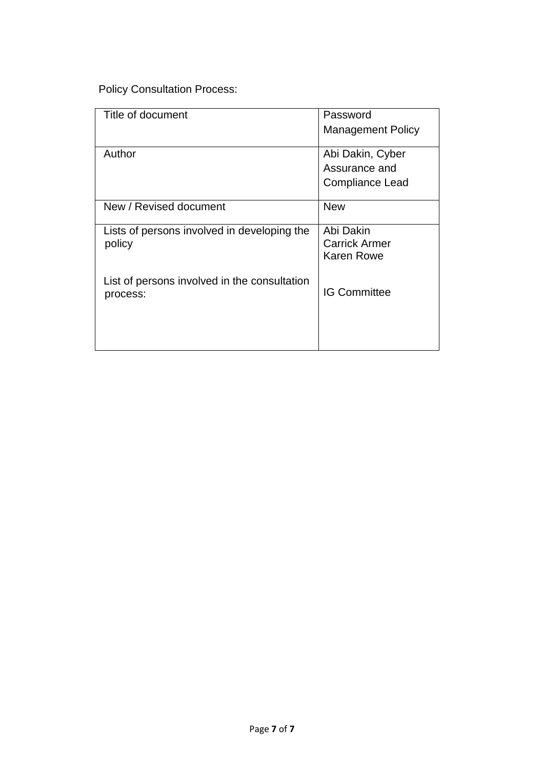Policy Consultation Process:

| | |
|---|---|
| Title of document | Password Management Policy |
| Author | Abi Dakin, Cyber Assurance and Compliance Lead |
| New / Revised document | New |
| Lists of persons involved in developing the policy<br><br>List of persons involved in the consultation process: | Abi Dakin<br>Carrick Armer<br>Karen Rowe<br><br>IG Committee |